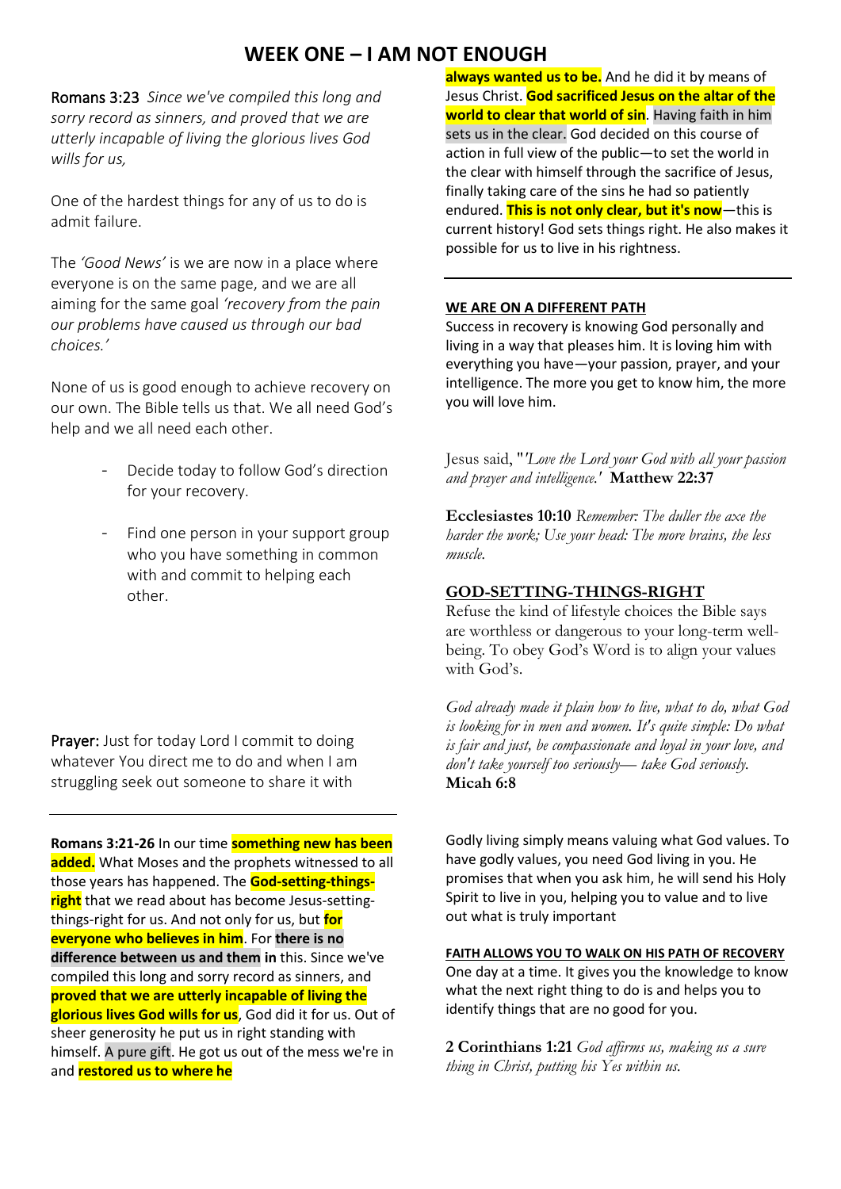# WEEK ONE – I AM NOT ENOUGH

**Romans 3:23** *Since we've compiled this long and sorry record as sinners, and proved that we are utterly incapable of living the glorious lives God wills for us,*

One of the hardest things for any of us to do is admit failure.

The *'Good News'* is we are now in a place where everyone is on the same page, and we are all aiming for the same goal *'recovery from the pain our problems have caused us through our bad choices.'*

None of us is good enough to achieve recovery on our own. The Bible tells us that. We all need God's help and we all need each other.

- Decide today to follow God's direction for your recovery.
- Find one person in your support group who you have something in common with and commit to helping each other.

**Prayer:** Just for today Lord I commit to doing whatever You direct me to do and when I am struggling seek out someone to share it with

---

**Romans 3:21-26** In our time **something new has been added.** What Moses and the prophets witnessed to all those years has happened. The **God-setting-things-right** that we read about has become Jesus-setting-things-right for us. And not only for us, but **for everyone who believes in him**. For **there is no difference between us and them in** this. Since we've compiled this long and sorry record as sinners, and **proved that we are utterly incapable of living the glorious lives God wills for us**, God did it for us. Out of sheer generosity he put us in right standing with himself. A pure gift. He got us out of the mess we're in and **restored us to where he always wanted us to be.** And he did it by means of Jesus Christ. **God sacrificed Jesus on the altar of the world to clear that world of sin**. Having faith in him sets us in the clear. God decided on this course of action in full view of the public—to set the world in the clear with himself through the sacrifice of Jesus, finally taking care of the sins he had so patiently endured. **This is not only clear, but it's now**—this is current history! God sets things right. He also makes it possible for us to live in his rightness.

---

## WE ARE ON A DIFFERENT PATH

Success in recovery is knowing God personally and living in a way that pleases him. It is loving him with everything you have—your passion, prayer, and your intelligence. The more you get to know him, the more you will love him.

Jesus said, "*'Love the Lord your God with all your passion and prayer and intelligence.'*" **Matthew 22:37**

**Ecclesiastes 10:10** *Remember: The duller the axe the harder the work; Use your head: The more brains, the less muscle.*

## GOD-SETTING-THINGS-RIGHT

Refuse the kind of lifestyle choices the Bible says are worthless or dangerous to your long-term well-being. To obey God's Word is to align your values with God's.

*God already made it plain how to live, what to do, what God is looking for in men and women. It's quite simple: Do what is fair and just, be compassionate and loyal in your love, and don't take yourself too seriously— take God seriously.* **Micah 6:8**

Godly living simply means valuing what God values. To have godly values, you need God living in you. He promises that when you ask him, he will send his Holy Spirit to live in you, helping you to value and to live out what is truly important

### FAITH ALLOWS YOU TO WALK ON HIS PATH OF RECOVERY

One day at a time. It gives you the knowledge to know what the next right thing to do is and helps you to identify things that are no good for you.

**2 Corinthians 1:21** *God affirms us, making us a sure thing in Christ, putting his Yes within us.*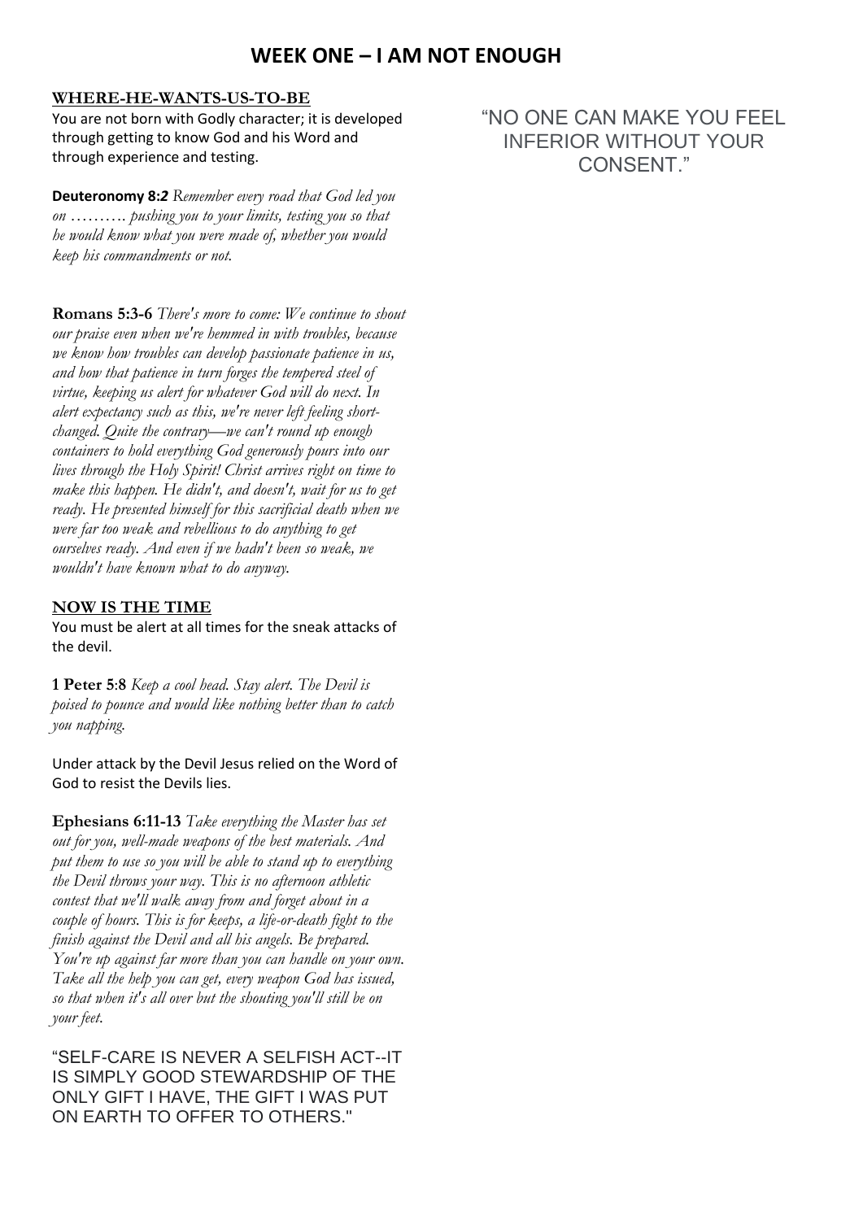# WEEK ONE – I AM NOT ENOUGH

**WHERE-HE-WANTS-US-TO-BE**

You are not born with Godly character; it is developed through getting to know God and his Word and through experience and testing.

**Deuteronomy 8:*2*** *Remember every road that God led you on ………. pushing you to your limits, testing you so that he would know what you were made of, whether you would keep his commandments or not.*

**Romans 5:3-6** *There's more to come: We continue to shout our praise even when we're hemmed in with troubles, because we know how troubles can develop passionate patience in us, and how that patience in turn forges the tempered steel of virtue, keeping us alert for whatever God will do next. In alert expectancy such as this, we're never left feeling short-changed. Quite the contrary—we can't round up enough containers to hold everything God generously pours into our lives through the Holy Spirit! Christ arrives right on time to make this happen. He didn't, and doesn't, wait for us to get ready. He presented himself for this sacrificial death when we were far too weak and rebellious to do anything to get ourselves ready. And even if we hadn't been so weak, we wouldn't have known what to do anyway.*

**NOW IS THE TIME**

You must be alert at all times for the sneak attacks of the devil.

**1 Peter 5**:**8** *Keep a cool head. Stay alert. The Devil is poised to pounce and would like nothing better than to catch you napping.*

Under attack by the Devil Jesus relied on the Word of God to resist the Devils lies.

**Ephesians 6:11-13** *Take everything the Master has set out for you, well-made weapons of the best materials. And put them to use so you will be able to stand up to everything the Devil throws your way. This is no afternoon athletic contest that we'll walk away from and forget about in a couple of hours. This is for keeps, a life-or-death fight to the finish against the Devil and all his angels. Be prepared. You're up against far more than you can handle on your own. Take all the help you can get, every weapon God has issued, so that when it's all over but the shouting you'll still be on your feet.*

"SELF-CARE IS NEVER A SELFISH ACT--IT IS SIMPLY GOOD STEWARDSHIP OF THE ONLY GIFT I HAVE, THE GIFT I WAS PUT ON EARTH TO OFFER TO OTHERS."

"NO ONE CAN MAKE YOU FEEL INFERIOR WITHOUT YOUR CONSENT."